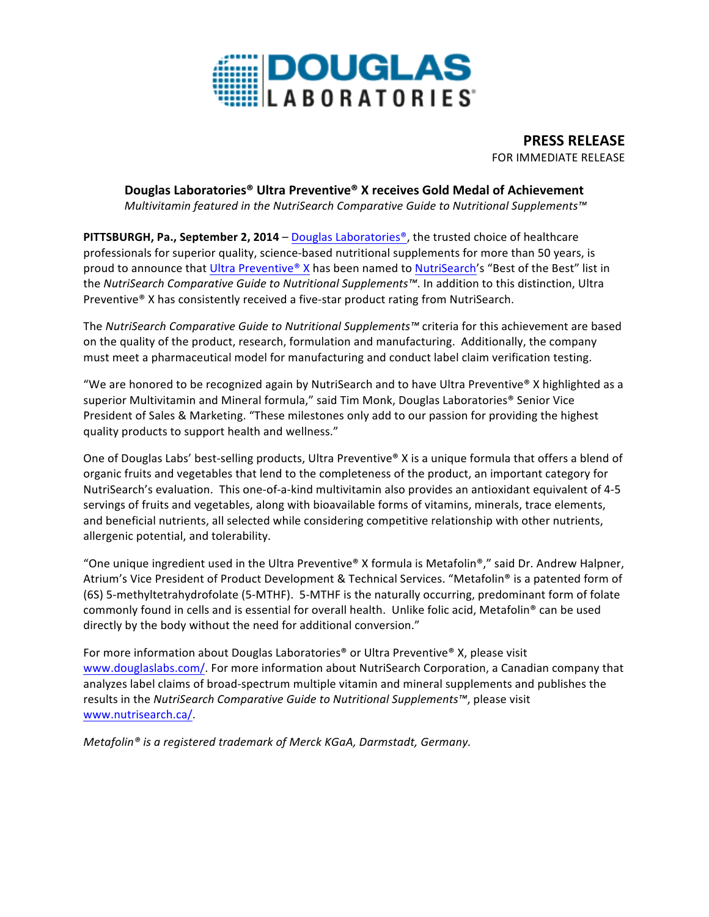DOUGLAS LABORATORIES®

**PRESS RELEASE**
FOR IMMEDIATE RELEASE

## Douglas Laboratories® Ultra Preventive® X receives Gold Medal of Achievement

*Multivitamin featured in the NutriSearch Comparative Guide to Nutritional Supplements™*

**PITTSBURGH, Pa., September 2, 2014** – Douglas Laboratories®, the trusted choice of healthcare professionals for superior quality, science-based nutritional supplements for more than 50 years, is proud to announce that Ultra Preventive® X has been named to NutriSearch's "Best of the Best" list in the *NutriSearch Comparative Guide to Nutritional Supplements™*. In addition to this distinction, Ultra Preventive® X has consistently received a five-star product rating from NutriSearch.

The *NutriSearch Comparative Guide to Nutritional Supplements™* criteria for this achievement are based on the quality of the product, research, formulation and manufacturing. Additionally, the company must meet a pharmaceutical model for manufacturing and conduct label claim verification testing.

"We are honored to be recognized again by NutriSearch and to have Ultra Preventive® X highlighted as a superior Multivitamin and Mineral formula," said Tim Monk, Douglas Laboratories® Senior Vice President of Sales & Marketing. "These milestones only add to our passion for providing the highest quality products to support health and wellness."

One of Douglas Labs' best-selling products, Ultra Preventive® X is a unique formula that offers a blend of organic fruits and vegetables that lend to the completeness of the product, an important category for NutriSearch's evaluation. This one-of-a-kind multivitamin also provides an antioxidant equivalent of 4-5 servings of fruits and vegetables, along with bioavailable forms of vitamins, minerals, trace elements, and beneficial nutrients, all selected while considering competitive relationship with other nutrients, allergenic potential, and tolerability.

"One unique ingredient used in the Ultra Preventive® X formula is Metafolin®," said Dr. Andrew Halpner, Atrium's Vice President of Product Development & Technical Services. "Metafolin® is a patented form of (6S) 5-methyltetrahydrofolate (5-MTHF). 5-MTHF is the naturally occurring, predominant form of folate commonly found in cells and is essential for overall health. Unlike folic acid, Metafolin® can be used directly by the body without the need for additional conversion."

For more information about Douglas Laboratories® or Ultra Preventive® X, please visit www.douglaslabs.com/. For more information about NutriSearch Corporation, a Canadian company that analyzes label claims of broad-spectrum multiple vitamin and mineral supplements and publishes the results in the *NutriSearch Comparative Guide to Nutritional Supplements™*, please visit www.nutrisearch.ca/.

*Metafolin® is a registered trademark of Merck KGaA, Darmstadt, Germany.*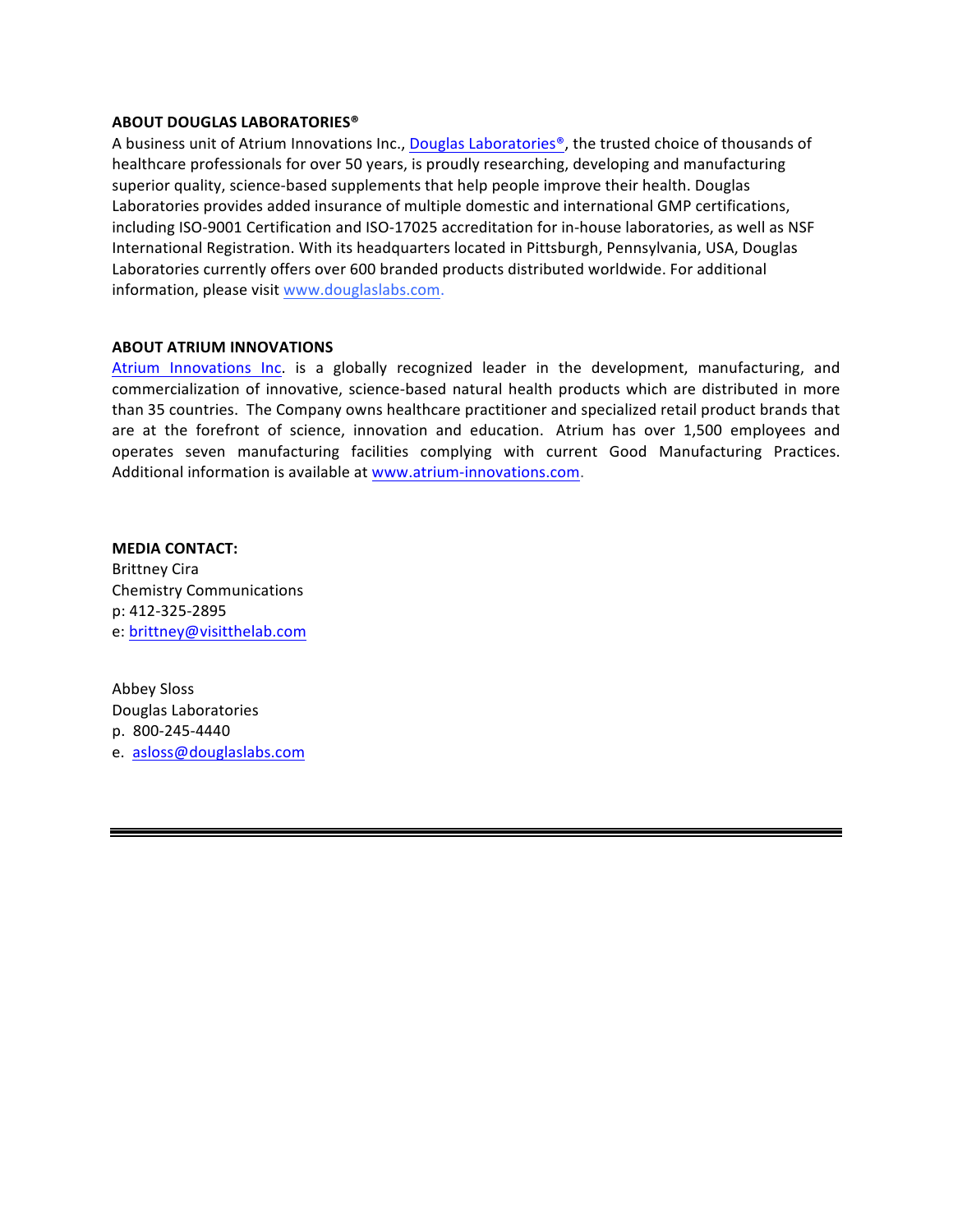**ABOUT DOUGLAS LABORATORIES®**

A business unit of Atrium Innovations Inc., Douglas Laboratories®, the trusted choice of thousands of healthcare professionals for over 50 years, is proudly researching, developing and manufacturing superior quality, science-based supplements that help people improve their health. Douglas Laboratories provides added insurance of multiple domestic and international GMP certifications, including ISO-9001 Certification and ISO-17025 accreditation for in-house laboratories, as well as NSF International Registration. With its headquarters located in Pittsburgh, Pennsylvania, USA, Douglas Laboratories currently offers over 600 branded products distributed worldwide. For additional information, please visit www.douglaslabs.com.

**ABOUT ATRIUM INNOVATIONS**

Atrium Innovations Inc. is a globally recognized leader in the development, manufacturing, and commercialization of innovative, science-based natural health products which are distributed in more than 35 countries. The Company owns healthcare practitioner and specialized retail product brands that are at the forefront of science, innovation and education. Atrium has over 1,500 employees and operates seven manufacturing facilities complying with current Good Manufacturing Practices. Additional information is available at www.atrium-innovations.com.

**MEDIA CONTACT:**

Brittney Cira
Chemistry Communications
p: 412-325-2895
e: brittney@visitthelab.com

Abbey Sloss
Douglas Laboratories
p. 800-245-4440
e. asloss@douglaslabs.com